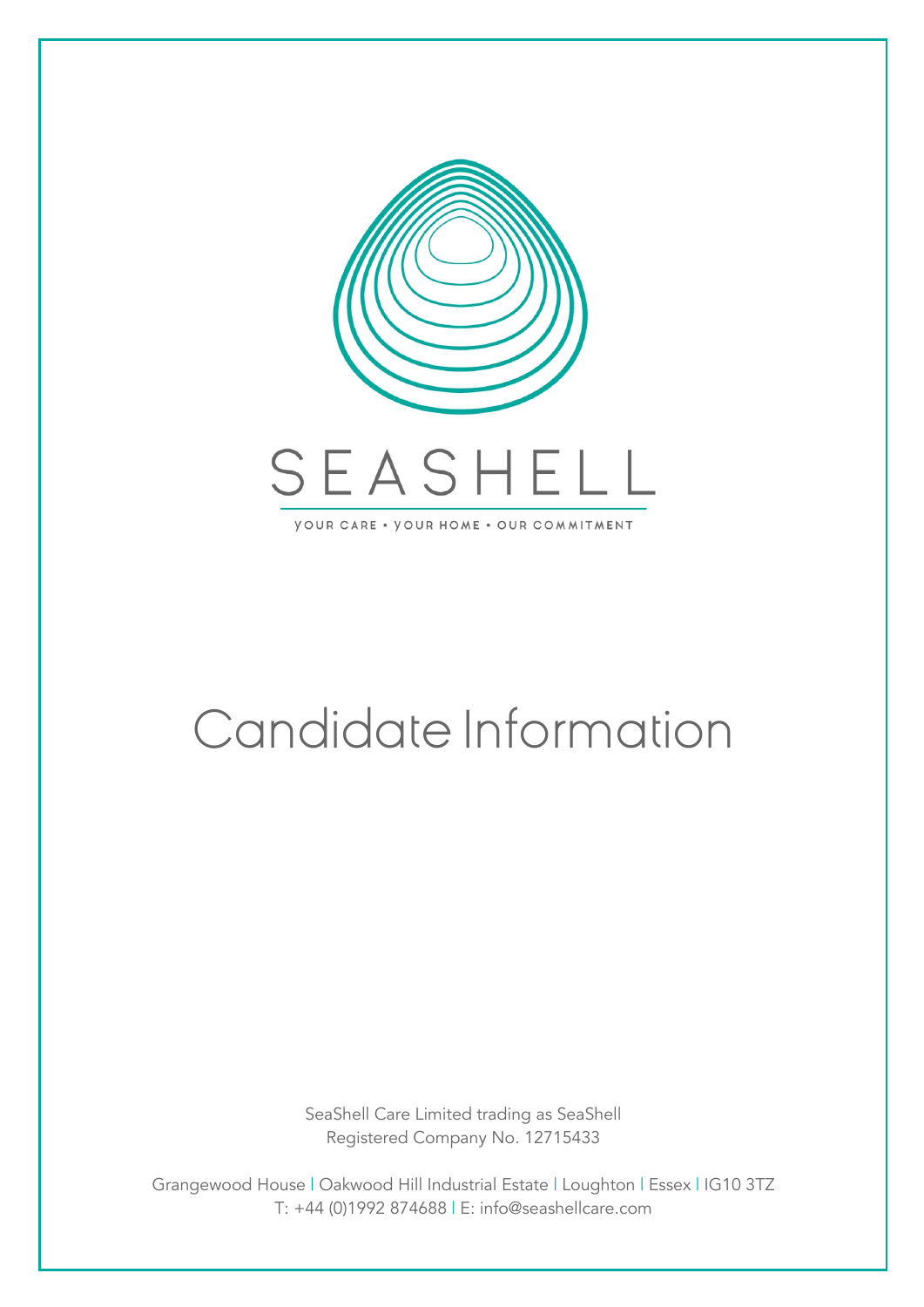SEASHELL

YOUR CARE • YOUR HOME • OUR COMMITMENT

# Candidate Information

SeaShell Care Limited trading as SeaShell
Registered Company No. 12715433

Grangewood House | Oakwood Hill Industrial Estate | Loughton | Essex | IG10 3TZ
T: +44 (0)1992 874688 | E: info@seashellcare.com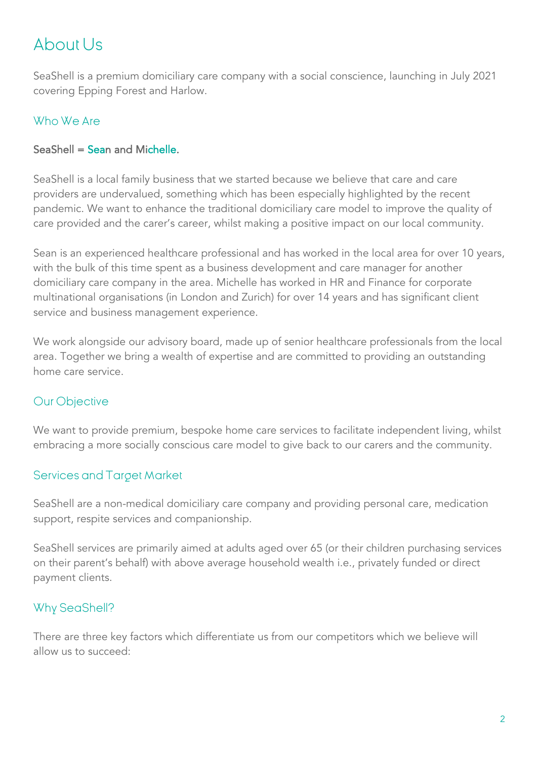# About Us

SeaShell is a premium domiciliary care company with a social conscience, launching in July 2021 covering Epping Forest and Harlow.

## Who We Are

SeaShell = Sean and Michelle.

SeaShell is a local family business that we started because we believe that care and care providers are undervalued, something which has been especially highlighted by the recent pandemic. We want to enhance the traditional domiciliary care model to improve the quality of care provided and the carer's career, whilst making a positive impact on our local community.

Sean is an experienced healthcare professional and has worked in the local area for over 10 years, with the bulk of this time spent as a business development and care manager for another domiciliary care company in the area. Michelle has worked in HR and Finance for corporate multinational organisations (in London and Zurich) for over 14 years and has significant client service and business management experience.

We work alongside our advisory board, made up of senior healthcare professionals from the local area. Together we bring a wealth of expertise and are committed to providing an outstanding home care service.

## Our Objective

We want to provide premium, bespoke home care services to facilitate independent living, whilst embracing a more socially conscious care model to give back to our carers and the community.

## Services and Target Market

SeaShell are a non-medical domiciliary care company and providing personal care, medication support, respite services and companionship.

SeaShell services are primarily aimed at adults aged over 65 (or their children purchasing services on their parent's behalf) with above average household wealth i.e., privately funded or direct payment clients.

## Why SeaShell?

There are three key factors which differentiate us from our competitors which we believe will allow us to succeed: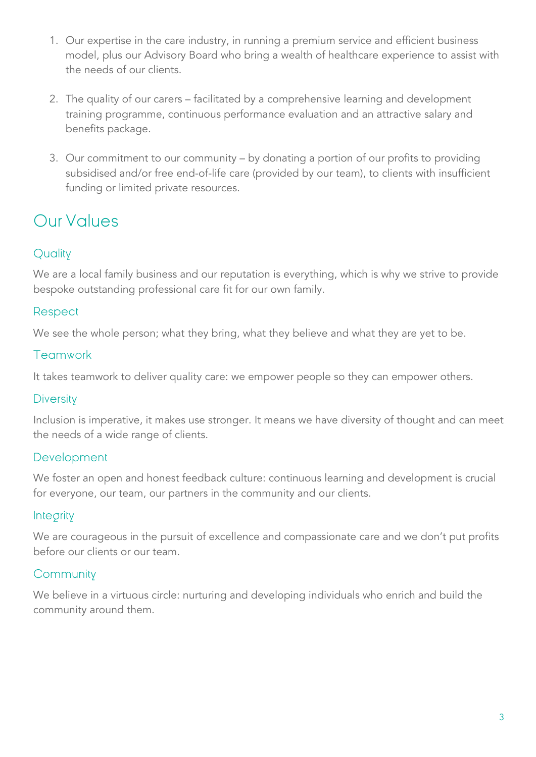1. Our expertise in the care industry, in running a premium service and efficient business model, plus our Advisory Board who bring a wealth of healthcare experience to assist with the needs of our clients.

2. The quality of our carers – facilitated by a comprehensive learning and development training programme, continuous performance evaluation and an attractive salary and benefits package.

3. Our commitment to our community – by donating a portion of our profits to providing subsidised and/or free end-of-life care (provided by our team), to clients with insufficient funding or limited private resources.

# Our Values

## Quality

We are a local family business and our reputation is everything, which is why we strive to provide bespoke outstanding professional care fit for our own family.

## Respect

We see the whole person; what they bring, what they believe and what they are yet to be.

## Teamwork

It takes teamwork to deliver quality care: we empower people so they can empower others.

## Diversity

Inclusion is imperative, it makes use stronger. It means we have diversity of thought and can meet the needs of a wide range of clients.

## Development

We foster an open and honest feedback culture: continuous learning and development is crucial for everyone, our team, our partners in the community and our clients.

## Integrity

We are courageous in the pursuit of excellence and compassionate care and we don't put profits before our clients or our team.

## Community

We believe in a virtuous circle: nurturing and developing individuals who enrich and build the community around them.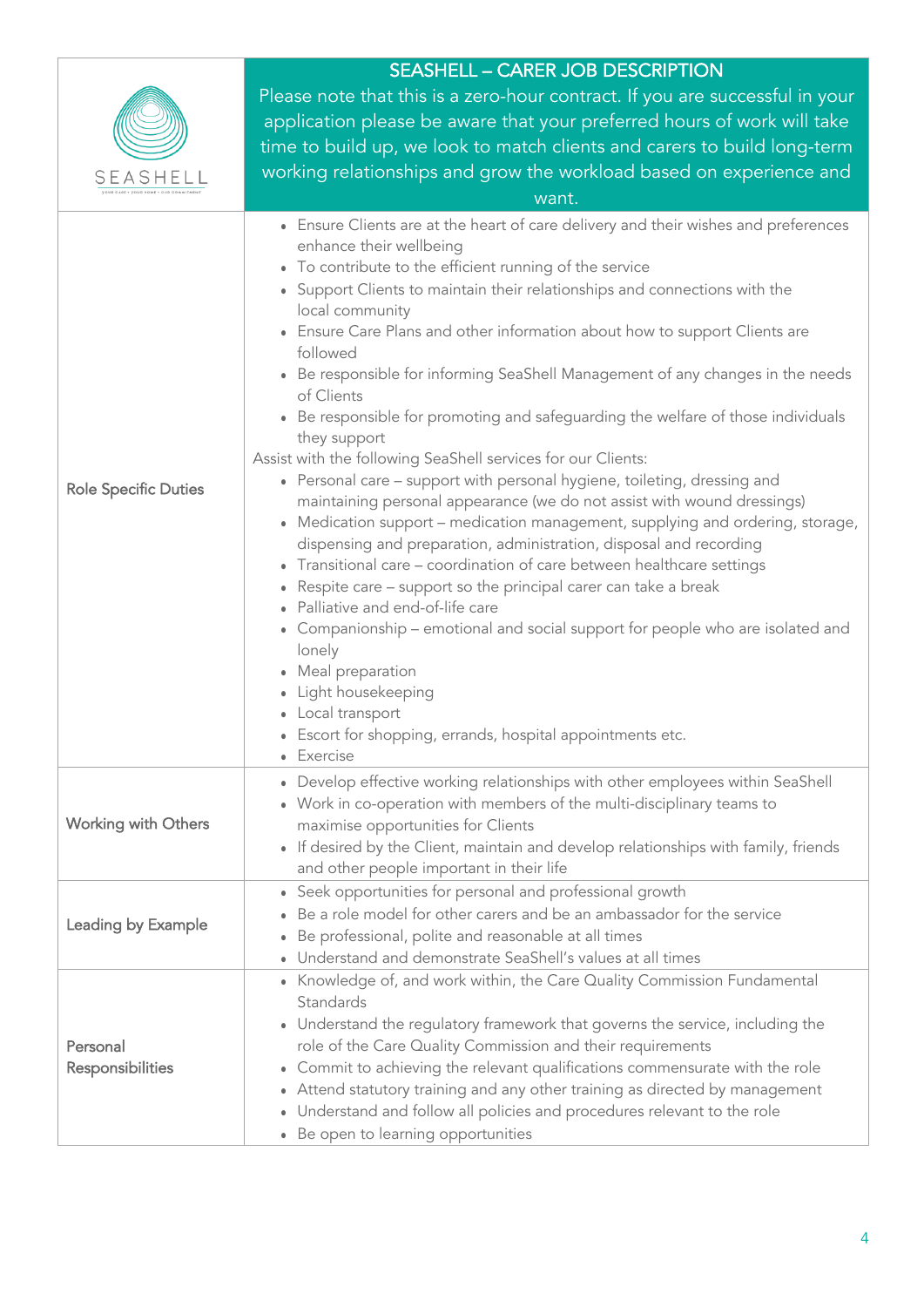| SEASHELL | **SEASHELL – CARER JOB DESCRIPTION**<br>Please note that this is a zero-hour contract. If you are successful in your application please be aware that your preferred hours of work will take time to build up, we look to match clients and carers to build long-term working relationships and grow the workload based on experience and want. |
| --- | --- |
| Role Specific Duties | • Ensure Clients are at the heart of care delivery and their wishes and preferences enhance their wellbeing<br>• To contribute to the efficient running of the service<br>• Support Clients to maintain their relationships and connections with the local community<br>• Ensure Care Plans and other information about how to support Clients are followed<br>• Be responsible for informing SeaShell Management of any changes in the needs of Clients<br>• Be responsible for promoting and safeguarding the welfare of those individuals they support<br>Assist with the following SeaShell services for our Clients:<br>• Personal care – support with personal hygiene, toileting, dressing and maintaining personal appearance (we do not assist with wound dressings)<br>• Medication support – medication management, supplying and ordering, storage, dispensing and preparation, administration, disposal and recording<br>• Transitional care – coordination of care between healthcare settings<br>• Respite care – support so the principal carer can take a break<br>• Palliative and end-of-life care<br>• Companionship – emotional and social support for people who are isolated and lonely<br>• Meal preparation<br>• Light housekeeping<br>• Local transport<br>• Escort for shopping, errands, hospital appointments etc.<br>• Exercise |
| Working with Others | • Develop effective working relationships with other employees within SeaShell<br>• Work in co-operation with members of the multi-disciplinary teams to maximise opportunities for Clients<br>• If desired by the Client, maintain and develop relationships with family, friends and other people important in their life |
| Leading by Example | • Seek opportunities for personal and professional growth<br>• Be a role model for other carers and be an ambassador for the service<br>• Be professional, polite and reasonable at all times<br>• Understand and demonstrate SeaShell's values at all times |
| Personal Responsibilities | • Knowledge of, and work within, the Care Quality Commission Fundamental Standards<br>• Understand the regulatory framework that governs the service, including the role of the Care Quality Commission and their requirements<br>• Commit to achieving the relevant qualifications commensurate with the role<br>• Attend statutory training and any other training as directed by management<br>• Understand and follow all policies and procedures relevant to the role<br>• Be open to learning opportunities |